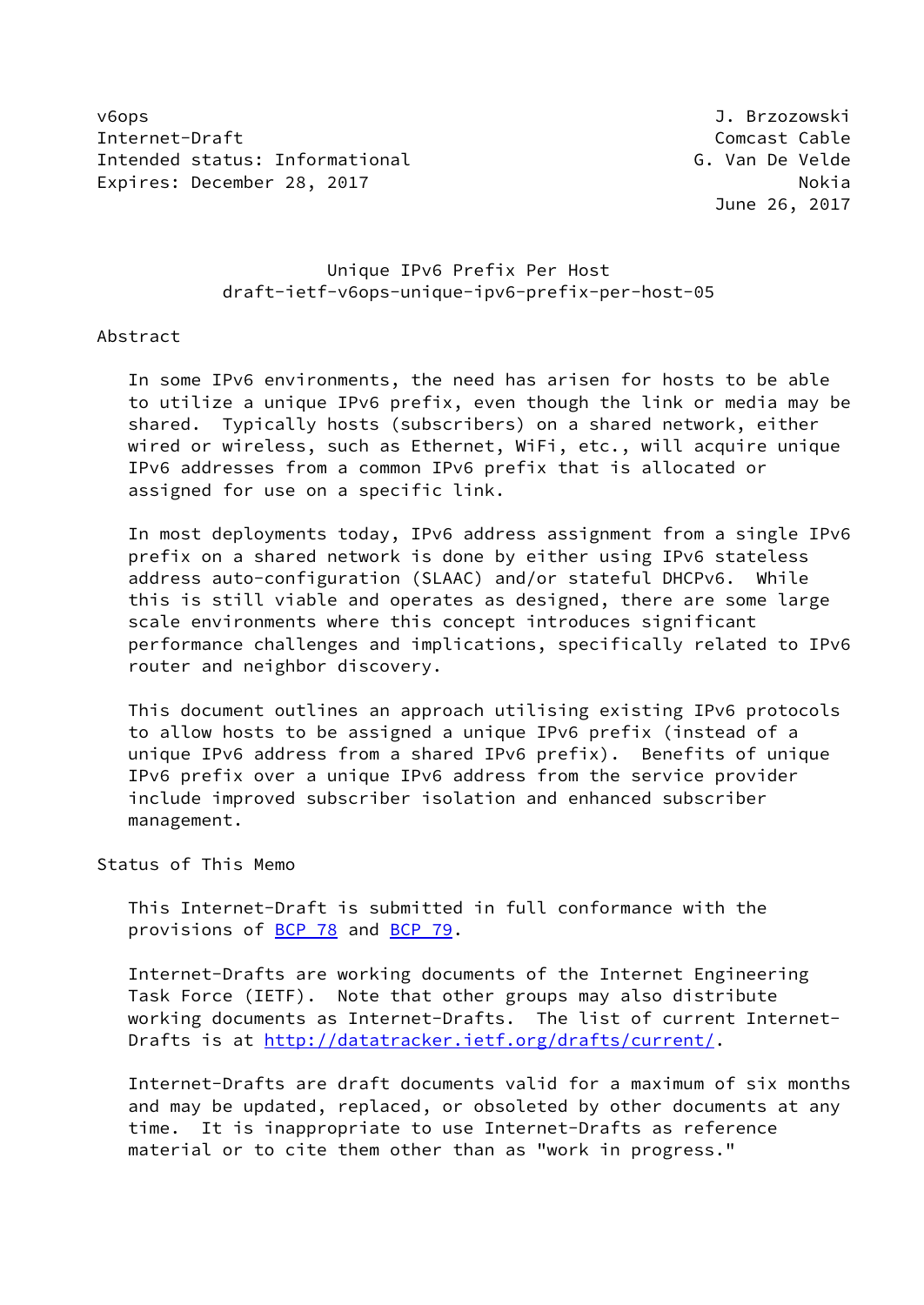v6ops
Internet-Draft
Intended status: Informational
Expires: December 28, 2017

J. Brzozowski
Comcast Cable
G. Van De Velde
Nokia
June 26, 2017

# Unique IPv6 Prefix Per Host
## draft-ietf-v6ops-unique-ipv6-prefix-per-host-05

## Abstract

In some IPv6 environments, the need has arisen for hosts to be able to utilize a unique IPv6 prefix, even though the link or media may be shared. Typically hosts (subscribers) on a shared network, either wired or wireless, such as Ethernet, WiFi, etc., will acquire unique IPv6 addresses from a common IPv6 prefix that is allocated or assigned for use on a specific link.

In most deployments today, IPv6 address assignment from a single IPv6 prefix on a shared network is done by either using IPv6 stateless address auto-configuration (SLAAC) and/or stateful DHCPv6. While this is still viable and operates as designed, there are some large scale environments where this concept introduces significant performance challenges and implications, specifically related to IPv6 router and neighbor discovery.

This document outlines an approach utilising existing IPv6 protocols to allow hosts to be assigned a unique IPv6 prefix (instead of a unique IPv6 address from a shared IPv6 prefix). Benefits of unique IPv6 prefix over a unique IPv6 address from the service provider include improved subscriber isolation and enhanced subscriber management.

## Status of This Memo

This Internet-Draft is submitted in full conformance with the provisions of BCP 78 and BCP 79.

Internet-Drafts are working documents of the Internet Engineering Task Force (IETF). Note that other groups may also distribute working documents as Internet-Drafts. The list of current Internet-Drafts is at http://datatracker.ietf.org/drafts/current/.

Internet-Drafts are draft documents valid for a maximum of six months and may be updated, replaced, or obsoleted by other documents at any time. It is inappropriate to use Internet-Drafts as reference material or to cite them other than as "work in progress."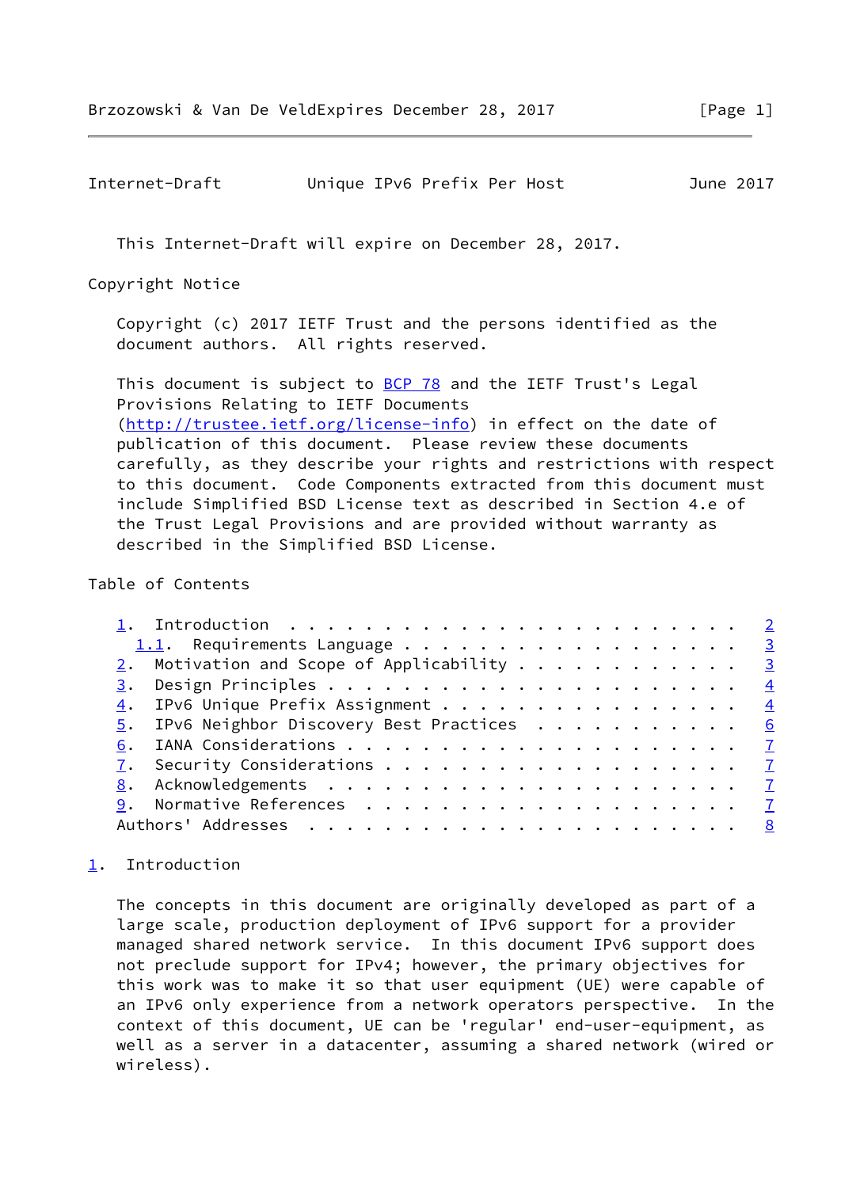This Internet-Draft will expire on December 28, 2017.

## Copyright Notice

Copyright (c) 2017 IETF Trust and the persons identified as the document authors. All rights reserved.

This document is subject to BCP 78 and the IETF Trust's Legal Provisions Relating to IETF Documents (http://trustee.ietf.org/license-info) in effect on the date of publication of this document. Please review these documents carefully, as they describe your rights and restrictions with respect to this document. Code Components extracted from this document must include Simplified BSD License text as described in Section 4.e of the Trust Legal Provisions and are provided without warranty as described in the Simplified BSD License.

## Table of Contents

- 1. Introduction . . . . . . . . . . . . . . . . . . . . . . . . 2
  - 1.1. Requirements Language . . . . . . . . . . . . . . . . . . 3
- 2. Motivation and Scope of Applicability . . . . . . . . . . . . 3
- 3. Design Principles . . . . . . . . . . . . . . . . . . . . . . 4
- 4. IPv6 Unique Prefix Assignment . . . . . . . . . . . . . . . . 4
- 5. IPv6 Neighbor Discovery Best Practices . . . . . . . . . . . 6
- 6. IANA Considerations . . . . . . . . . . . . . . . . . . . . . 7
- 7. Security Considerations . . . . . . . . . . . . . . . . . . . 7
- 8. Acknowledgements . . . . . . . . . . . . . . . . . . . . . . 7
- 9. Normative References . . . . . . . . . . . . . . . . . . . . 7
- Authors' Addresses . . . . . . . . . . . . . . . . . . . . . . . 8

## 1. Introduction

The concepts in this document are originally developed as part of a large scale, production deployment of IPv6 support for a provider managed shared network service. In this document IPv6 support does not preclude support for IPv4; however, the primary objectives for this work was to make it so that user equipment (UE) were capable of an IPv6 only experience from a network operators perspective. In the context of this document, UE can be 'regular' end-user-equipment, as well as a server in a datacenter, assuming a shared network (wired or wireless).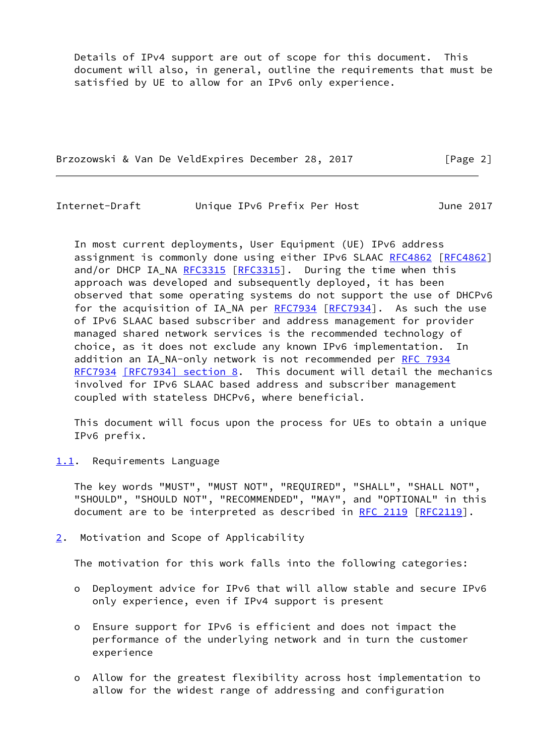Details of IPv4 support are out of scope for this document. This document will also, in general, outline the requirements that must be satisfied by UE to allow for an IPv6 only experience.

In most current deployments, User Equipment (UE) IPv6 address assignment is commonly done using either IPv6 SLAAC RFC4862 [RFC4862] and/or DHCP IA_NA RFC3315 [RFC3315]. During the time when this approach was developed and subsequently deployed, it has been observed that some operating systems do not support the use of DHCPv6 for the acquisition of IA_NA per RFC7934 [RFC7934]. As such the use of IPv6 SLAAC based subscriber and address management for provider managed shared network services is the recommended technology of choice, as it does not exclude any known IPv6 implementation. In addition an IA_NA-only network is not recommended per RFC 7934 RFC7934 [RFC7934] section 8. This document will detail the mechanics involved for IPv6 SLAAC based address and subscriber management coupled with stateless DHCPv6, where beneficial.

This document will focus upon the process for UEs to obtain a unique IPv6 prefix.

### 1.1. Requirements Language

The key words "MUST", "MUST NOT", "REQUIRED", "SHALL", "SHALL NOT", "SHOULD", "SHOULD NOT", "RECOMMENDED", "MAY", and "OPTIONAL" in this document are to be interpreted as described in RFC 2119 [RFC2119].

## 2. Motivation and Scope of Applicability

The motivation for this work falls into the following categories:

- Deployment advice for IPv6 that will allow stable and secure IPv6 only experience, even if IPv4 support is present
- Ensure support for IPv6 is efficient and does not impact the performance of the underlying network and in turn the customer experience
- Allow for the greatest flexibility across host implementation to allow for the widest range of addressing and configuration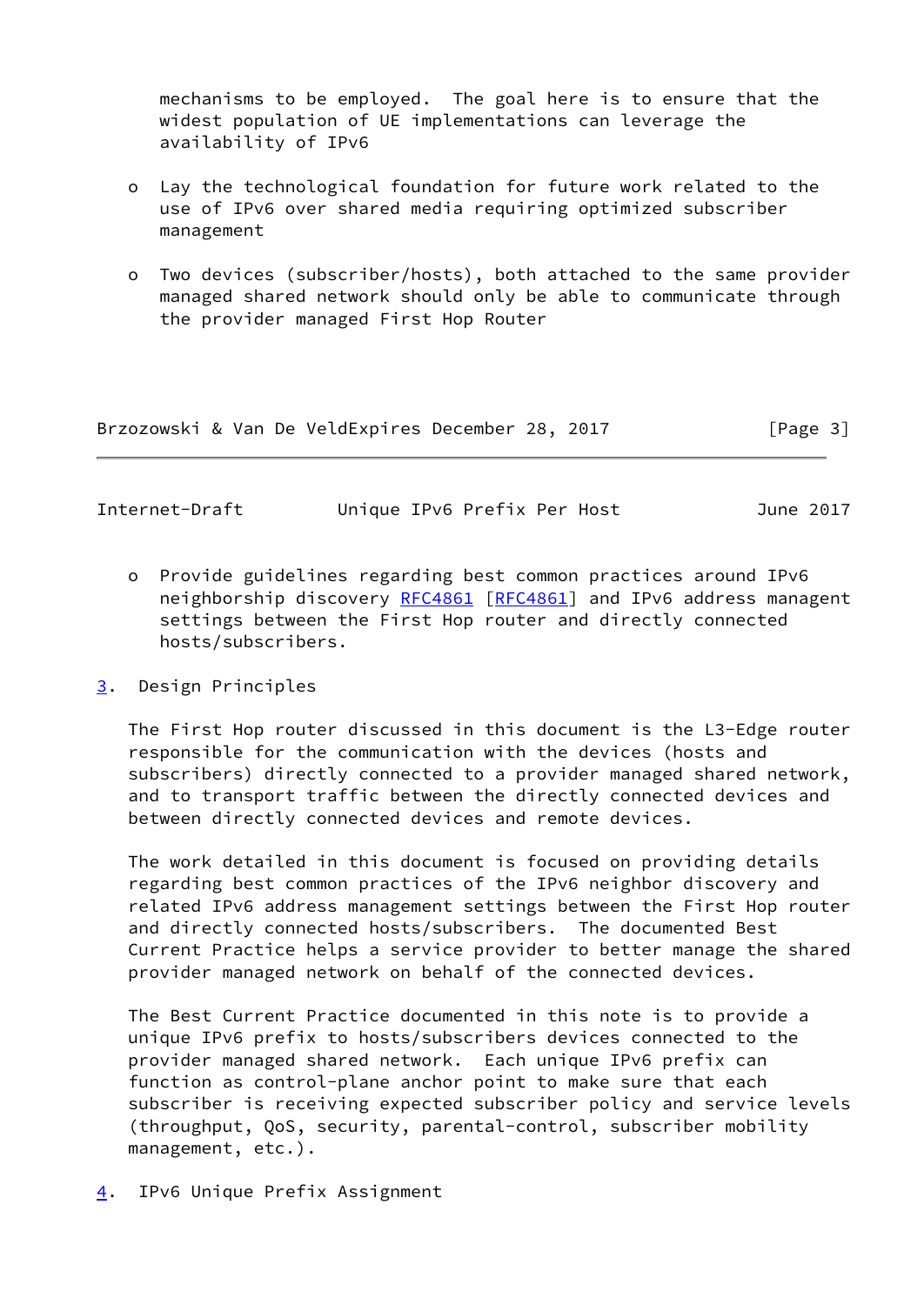mechanisms to be employed. The goal here is to ensure that the widest population of UE implementations can leverage the availability of IPv6

- Lay the technological foundation for future work related to the use of IPv6 over shared media requiring optimized subscriber management

- Two devices (subscriber/hosts), both attached to the same provider managed shared network should only be able to communicate through the provider managed First Hop Router

- Provide guidelines regarding best common practices around IPv6 neighborship discovery RFC4861 [RFC4861] and IPv6 address managent settings between the First Hop router and directly connected hosts/subscribers.

## 3. Design Principles

The First Hop router discussed in this document is the L3-Edge router responsible for the communication with the devices (hosts and subscribers) directly connected to a provider managed shared network, and to transport traffic between the directly connected devices and between directly connected devices and remote devices.

The work detailed in this document is focused on providing details regarding best common practices of the IPv6 neighbor discovery and related IPv6 address management settings between the First Hop router and directly connected hosts/subscribers. The documented Best Current Practice helps a service provider to better manage the shared provider managed network on behalf of the connected devices.

The Best Current Practice documented in this note is to provide a unique IPv6 prefix to hosts/subscribers devices connected to the provider managed shared network. Each unique IPv6 prefix can function as control-plane anchor point to make sure that each subscriber is receiving expected subscriber policy and service levels (throughput, QoS, security, parental-control, subscriber mobility management, etc.).

## 4. IPv6 Unique Prefix Assignment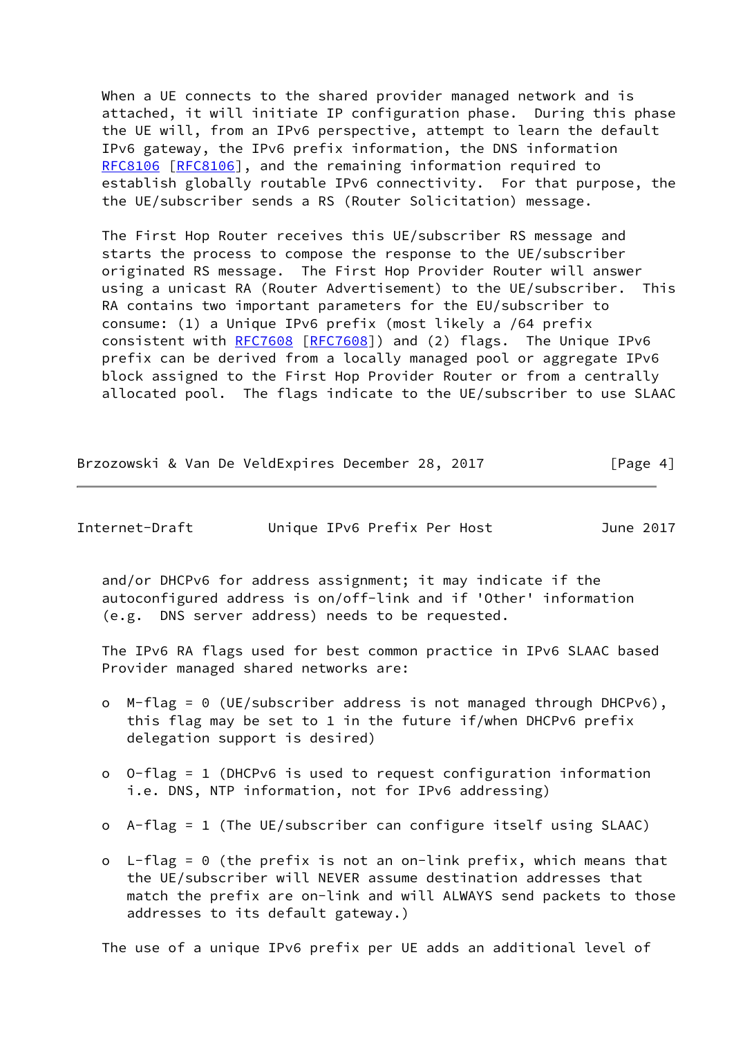When a UE connects to the shared provider managed network and is attached, it will initiate IP configuration phase. During this phase the UE will, from an IPv6 perspective, attempt to learn the default IPv6 gateway, the IPv6 prefix information, the DNS information RFC8106 [RFC8106], and the remaining information required to establish globally routable IPv6 connectivity. For that purpose, the the UE/subscriber sends a RS (Router Solicitation) message.

The First Hop Router receives this UE/subscriber RS message and starts the process to compose the response to the UE/subscriber originated RS message. The First Hop Provider Router will answer using a unicast RA (Router Advertisement) to the UE/subscriber. This RA contains two important parameters for the EU/subscriber to consume: (1) a Unique IPv6 prefix (most likely a /64 prefix consistent with RFC7608 [RFC7608]) and (2) flags. The Unique IPv6 prefix can be derived from a locally managed pool or aggregate IPv6 block assigned to the First Hop Provider Router or from a centrally allocated pool. The flags indicate to the UE/subscriber to use SLAAC and/or DHCPv6 for address assignment; it may indicate if the autoconfigured address is on/off-link and if 'Other' information (e.g. DNS server address) needs to be requested.

The IPv6 RA flags used for best common practice in IPv6 SLAAC based Provider managed shared networks are:

- M-flag = 0 (UE/subscriber address is not managed through DHCPv6), this flag may be set to 1 in the future if/when DHCPv6 prefix delegation support is desired)

- O-flag = 1 (DHCPv6 is used to request configuration information i.e. DNS, NTP information, not for IPv6 addressing)

- A-flag = 1 (The UE/subscriber can configure itself using SLAAC)

- L-flag = 0 (the prefix is not an on-link prefix, which means that the UE/subscriber will NEVER assume destination addresses that match the prefix are on-link and will ALWAYS send packets to those addresses to its default gateway.)

The use of a unique IPv6 prefix per UE adds an additional level of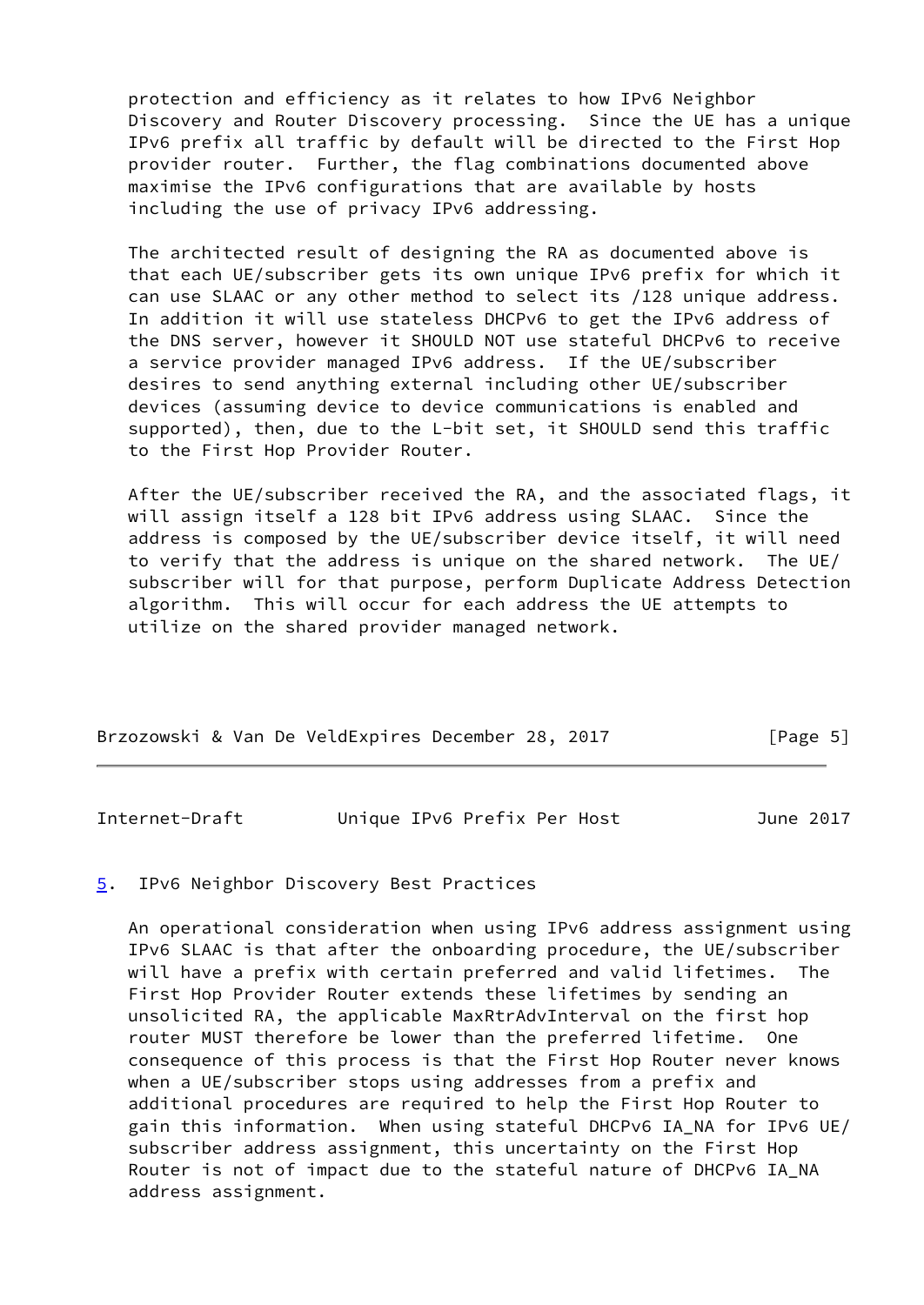protection and efficiency as it relates to how IPv6 Neighbor Discovery and Router Discovery processing. Since the UE has a unique IPv6 prefix all traffic by default will be directed to the First Hop provider router. Further, the flag combinations documented above maximise the IPv6 configurations that are available by hosts including the use of privacy IPv6 addressing.

The architected result of designing the RA as documented above is that each UE/subscriber gets its own unique IPv6 prefix for which it can use SLAAC or any other method to select its /128 unique address. In addition it will use stateless DHCPv6 to get the IPv6 address of the DNS server, however it SHOULD NOT use stateful DHCPv6 to receive a service provider managed IPv6 address. If the UE/subscriber desires to send anything external including other UE/subscriber devices (assuming device to device communications is enabled and supported), then, due to the L-bit set, it SHOULD send this traffic to the First Hop Provider Router.

After the UE/subscriber received the RA, and the associated flags, it will assign itself a 128 bit IPv6 address using SLAAC. Since the address is composed by the UE/subscriber device itself, it will need to verify that the address is unique on the shared network. The UE/subscriber will for that purpose, perform Duplicate Address Detection algorithm. This will occur for each address the UE attempts to utilize on the shared provider managed network.

## 5. IPv6 Neighbor Discovery Best Practices

An operational consideration when using IPv6 address assignment using IPv6 SLAAC is that after the onboarding procedure, the UE/subscriber will have a prefix with certain preferred and valid lifetimes. The First Hop Provider Router extends these lifetimes by sending an unsolicited RA, the applicable MaxRtrAdvInterval on the first hop router MUST therefore be lower than the preferred lifetime. One consequence of this process is that the First Hop Router never knows when a UE/subscriber stops using addresses from a prefix and additional procedures are required to help the First Hop Router to gain this information. When using stateful DHCPv6 IA_NA for IPv6 UE/subscriber address assignment, this uncertainty on the First Hop Router is not of impact due to the stateful nature of DHCPv6 IA_NA address assignment.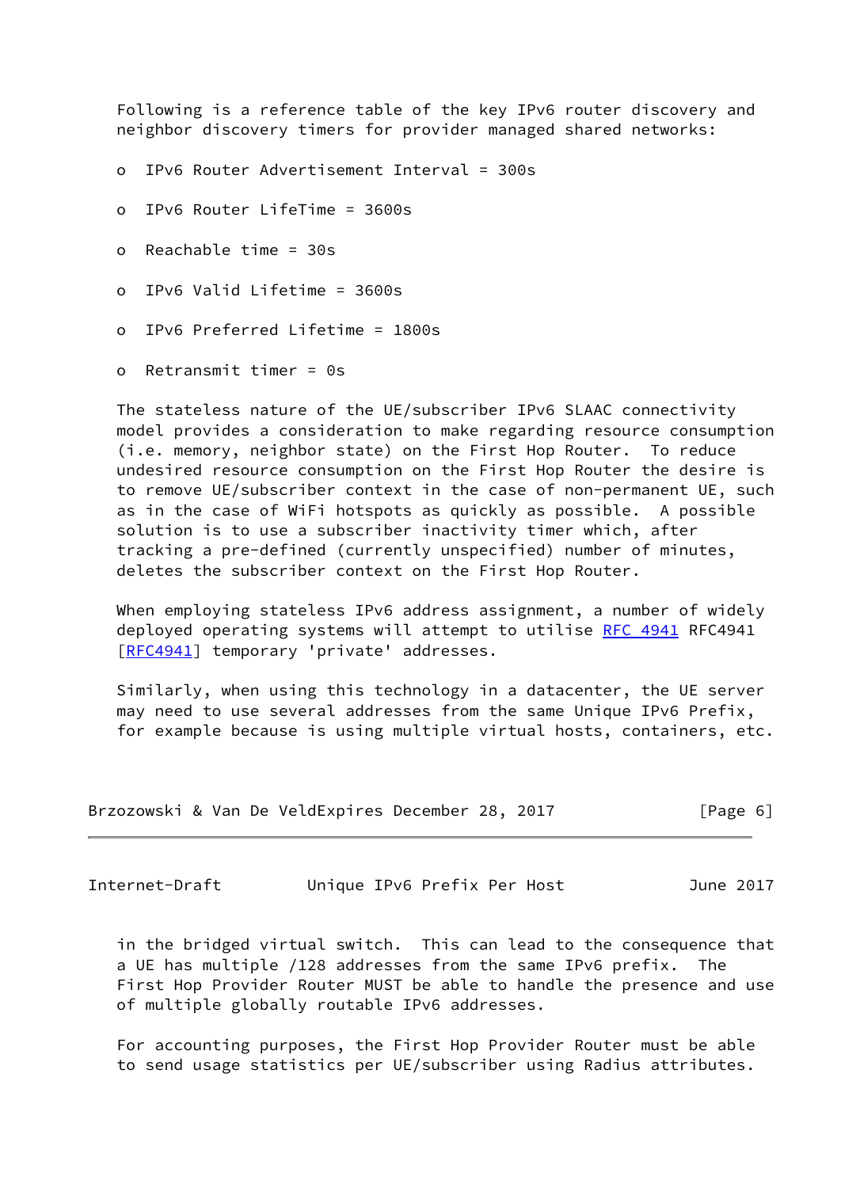Following is a reference table of the key IPv6 router discovery and neighbor discovery timers for provider managed shared networks:

- IPv6 Router Advertisement Interval = 300s
- IPv6 Router LifeTime = 3600s
- Reachable time = 30s
- IPv6 Valid Lifetime = 3600s
- IPv6 Preferred Lifetime = 1800s
- Retransmit timer = 0s

The stateless nature of the UE/subscriber IPv6 SLAAC connectivity model provides a consideration to make regarding resource consumption (i.e. memory, neighbor state) on the First Hop Router. To reduce undesired resource consumption on the First Hop Router the desire is to remove UE/subscriber context in the case of non-permanent UE, such as in the case of WiFi hotspots as quickly as possible. A possible solution is to use a subscriber inactivity timer which, after tracking a pre-defined (currently unspecified) number of minutes, deletes the subscriber context on the First Hop Router.

When employing stateless IPv6 address assignment, a number of widely deployed operating systems will attempt to utilise RFC 4941 RFC4941 [RFC4941] temporary 'private' addresses.

Similarly, when using this technology in a datacenter, the UE server may need to use several addresses from the same Unique IPv6 Prefix, for example because is using multiple virtual hosts, containers, etc. in the bridged virtual switch. This can lead to the consequence that a UE has multiple /128 addresses from the same IPv6 prefix. The First Hop Provider Router MUST be able to handle the presence and use of multiple globally routable IPv6 addresses.

For accounting purposes, the First Hop Provider Router must be able to send usage statistics per UE/subscriber using Radius attributes.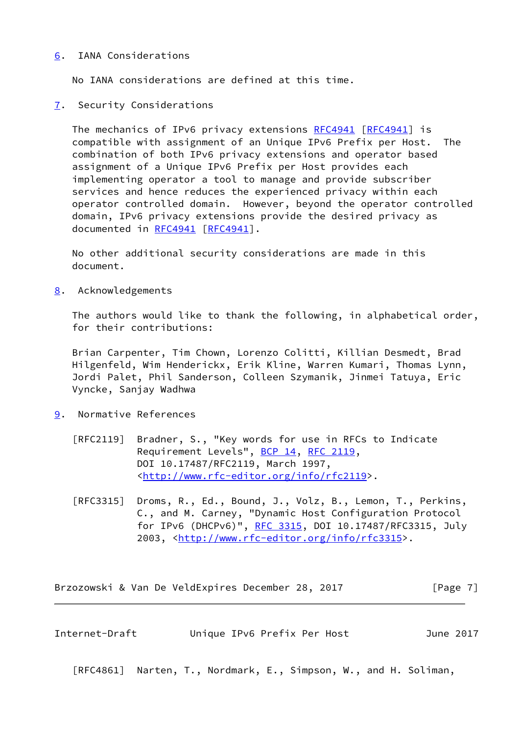## 6. IANA Considerations

No IANA considerations are defined at this time.

## 7. Security Considerations

The mechanics of IPv6 privacy extensions RFC4941 [RFC4941] is compatible with assignment of an Unique IPv6 Prefix per Host. The combination of both IPv6 privacy extensions and operator based assignment of a Unique IPv6 Prefix per Host provides each implementing operator a tool to manage and provide subscriber services and hence reduces the experienced privacy within each operator controlled domain. However, beyond the operator controlled domain, IPv6 privacy extensions provide the desired privacy as documented in RFC4941 [RFC4941].

No other additional security considerations are made in this document.

## 8. Acknowledgements

The authors would like to thank the following, in alphabetical order, for their contributions:

Brian Carpenter, Tim Chown, Lorenzo Colitti, Killian Desmedt, Brad Hilgenfeld, Wim Henderickx, Erik Kline, Warren Kumari, Thomas Lynn, Jordi Palet, Phil Sanderson, Colleen Szymanik, Jinmei Tatuya, Eric Vyncke, Sanjay Wadhwa

## 9. Normative References

[RFC2119] Bradner, S., "Key words for use in RFCs to Indicate Requirement Levels", BCP 14, RFC 2119, DOI 10.17487/RFC2119, March 1997, <http://www.rfc-editor.org/info/rfc2119>.

[RFC3315] Droms, R., Ed., Bound, J., Volz, B., Lemon, T., Perkins, C., and M. Carney, "Dynamic Host Configuration Protocol for IPv6 (DHCPv6)", RFC 3315, DOI 10.17487/RFC3315, July 2003, <http://www.rfc-editor.org/info/rfc3315>.

[RFC4861] Narten, T., Nordmark, E., Simpson, W., and H. Soliman,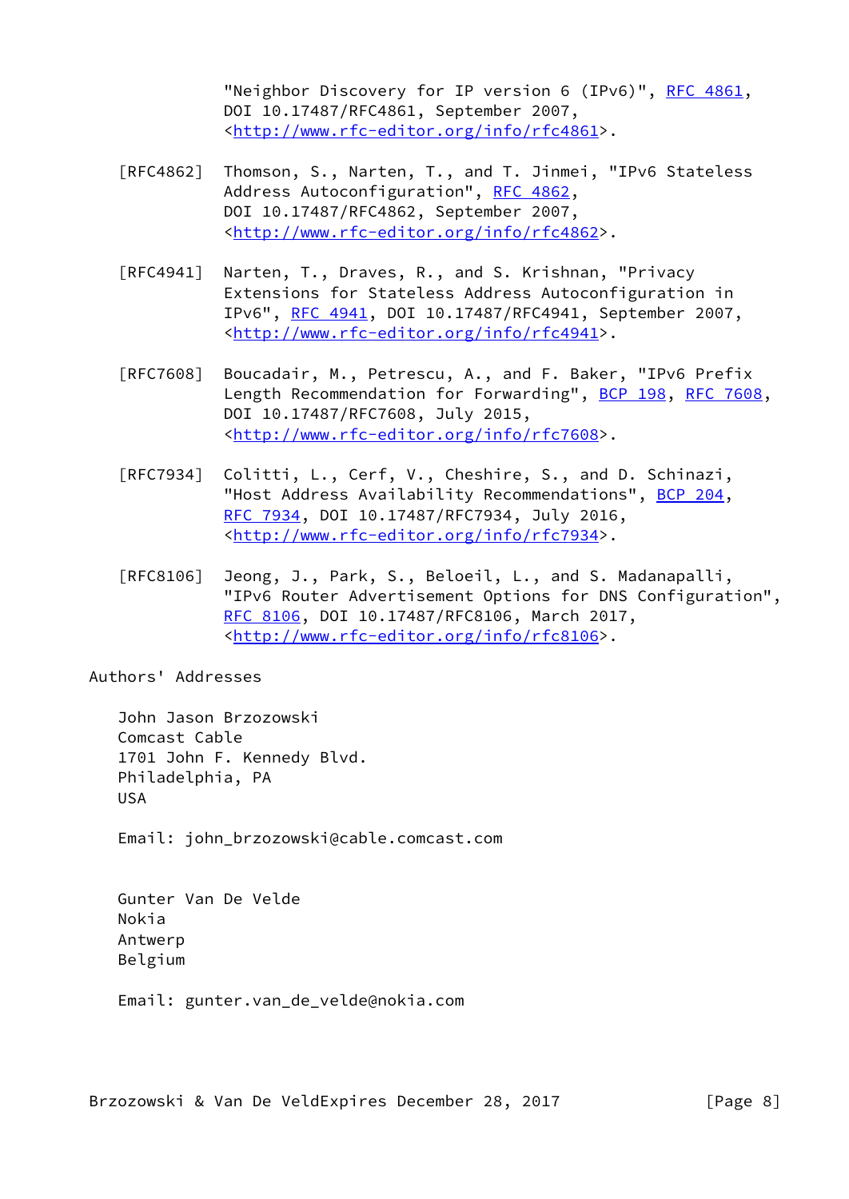"Neighbor Discovery for IP version 6 (IPv6)", RFC 4861, DOI 10.17487/RFC4861, September 2007, <http://www.rfc-editor.org/info/rfc4861>.

[RFC4862] Thomson, S., Narten, T., and T. Jinmei, "IPv6 Stateless Address Autoconfiguration", RFC 4862, DOI 10.17487/RFC4862, September 2007, <http://www.rfc-editor.org/info/rfc4862>.

[RFC4941] Narten, T., Draves, R., and S. Krishnan, "Privacy Extensions for Stateless Address Autoconfiguration in IPv6", RFC 4941, DOI 10.17487/RFC4941, September 2007, <http://www.rfc-editor.org/info/rfc4941>.

[RFC7608] Boucadair, M., Petrescu, A., and F. Baker, "IPv6 Prefix Length Recommendation for Forwarding", BCP 198, RFC 7608, DOI 10.17487/RFC7608, July 2015, <http://www.rfc-editor.org/info/rfc7608>.

[RFC7934] Colitti, L., Cerf, V., Cheshire, S., and D. Schinazi, "Host Address Availability Recommendations", BCP 204, RFC 7934, DOI 10.17487/RFC7934, July 2016, <http://www.rfc-editor.org/info/rfc7934>.

[RFC8106] Jeong, J., Park, S., Beloeil, L., and S. Madanapalli, "IPv6 Router Advertisement Options for DNS Configuration", RFC 8106, DOI 10.17487/RFC8106, March 2017, <http://www.rfc-editor.org/info/rfc8106>.

## Authors' Addresses

John Jason Brzozowski
Comcast Cable
1701 John F. Kennedy Blvd.
Philadelphia, PA
USA

Email: john_brzozowski@cable.comcast.com

Gunter Van De Velde
Nokia
Antwerp
Belgium

Email: gunter.van_de_velde@nokia.com